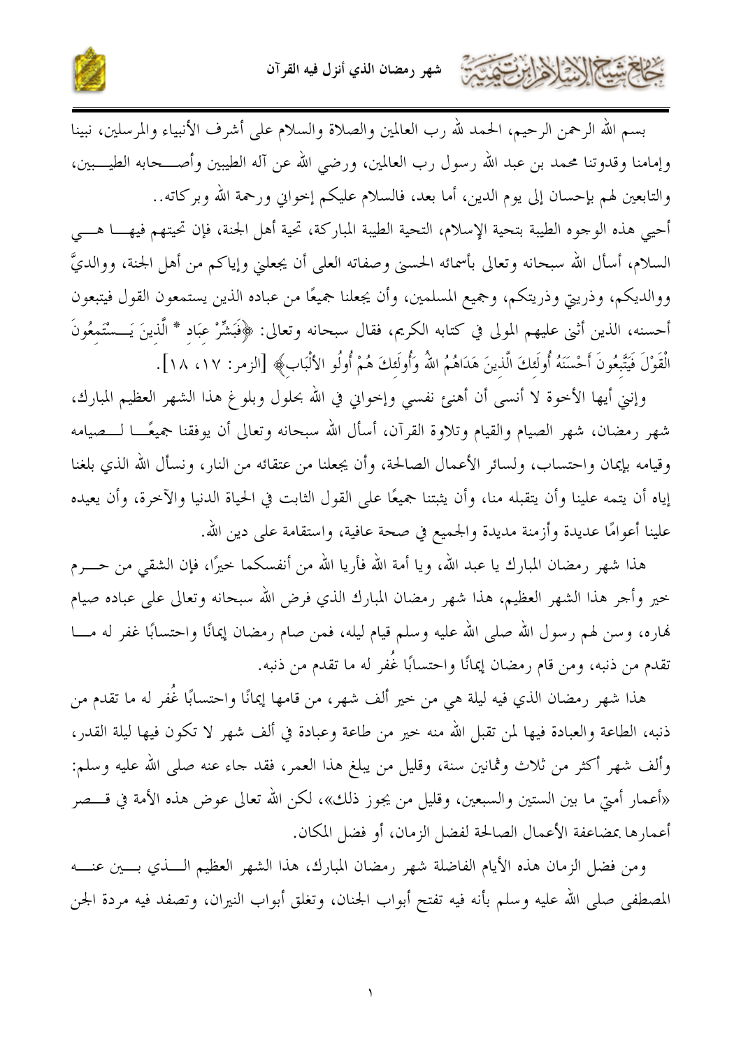بسم الله الرحمن الرحيم، الحمد لله رب العالمين والصلاة والسلام على أشرف الأنبياء والمرسلين، نبينا وإمامنا وقدوتنا محمد بن عبد الله رسول رب العالمين، ورضي الله عن آله الطيبين وأصحابه الطيبين، والتابعين لهم بإحسان إلى يوم الدين، أما بعد، فالسلام عليكم إخواني ورحمة الله وبركاته..

أحيي هذه الوجوه الطيبة بتحية الإسلام، التحية الطيبة المباركة، تحية أهل الجنة، فإن تحيتهم فيها هي السلام، أسأل الله سبحانه وتعالى بأسمائه الحسنى وصفاته العلى أن يجعلني وإياكم من أهل الجنة، ووالديَّ ووالديكم، وذريتي وذريتكم، وجميع المسلمين، وأن يجعلنا جميعًا من عباده الذين يستمعون القول فيتبعون أحسنه، الذين أثنى عليهم المولى في كتابه الكريم، فقال سبحانه وتعالى: ﴿فَبَشِّرْ عِبَادِ * الَّذِينَ يَسْتَمِعُونَ الْقَوْلَ فَيَتَّبِعُونَ أَحْسَنَهُ أُولَئِكَ الَّذِينَ هَدَاهُمُ اللهُ وَأُولَئِكَ هُمْ أُولُو الأَلْبَابِ﴾ [الزمر: ١٧، ١٨].

وإنني أيها الأخوة لا أنسى أن أهنئ نفسي وإخواني في الله بحلول وبلوغ هذا الشهر العظيم المبارك، شهر رمضان، شهر الصيام والقيام وتلاوة القرآن، أسأل الله سبحانه وتعالى أن يوفقنا جميعًا لصيامه وقيامه بإيمان واحتساب، ولسائر الأعمال الصالحة، وأن يجعلنا من عتقائه من النار، ونسأل الله الذي بلغنا إياه أن يتمه علينا وأن يتقبله منا، وأن يثبتنا جميعًا على القول الثابت في الحياة الدنيا والآخرة، وأن يعيده علينا أعوامًا عديدة وأزمنة مديدة والجميع في صحة عافية، واستقامة على دين الله.

هذا شهر رمضان المبارك يا عبد الله، ويا أمة الله فأريا الله من أنفسكما خيرًا، فإن الشقي من حرم خير وأجر هذا الشهر العظيم، هذا شهر رمضان المبارك الذي فرض الله سبحانه وتعالى على عباده صيام نهاره، وسن لهم رسول الله صلى الله عليه وسلم قيام ليله، فمن صام رمضان إيمانًا واحتسابًا غفر له ما تقدم من ذنبه، ومن قام رمضان إيمانًا واحتسابًا غُفر له ما تقدم من ذنبه.

هذا شهر رمضان الذي فيه ليلة هي من خير ألف شهر، من قامها إيمانًا واحتسابًا غُفر له ما تقدم من ذنبه، الطاعة والعبادة فيها لمن تقبل الله منه خير من طاعة وعبادة في ألف شهر لا تكون فيها ليلة القدر، وألف شهر أكثر من ثلاث وثمانين سنة، وقليل من يبلغ هذا العمر، فقد جاء عنه صلى الله عليه وسلم: «أعمار أمتي ما بين الستين والسبعين، وقليل من يجوز ذلك»، لكن الله تعالى عوض هذه الأمة في قصر أعمارها بمضاعفة الأعمال الصالحة لفضل الزمان، أو فضل المكان.

ومن فضل الزمان هذه الأيام الفاضلة شهر رمضان المبارك، هذا الشهر العظيم الذي بين عنه المصطفى صلى الله عليه وسلم بأنه فيه تفتح أبواب الجنان، وتغلق أبواب النيران، وتصفد فيه مردة الجن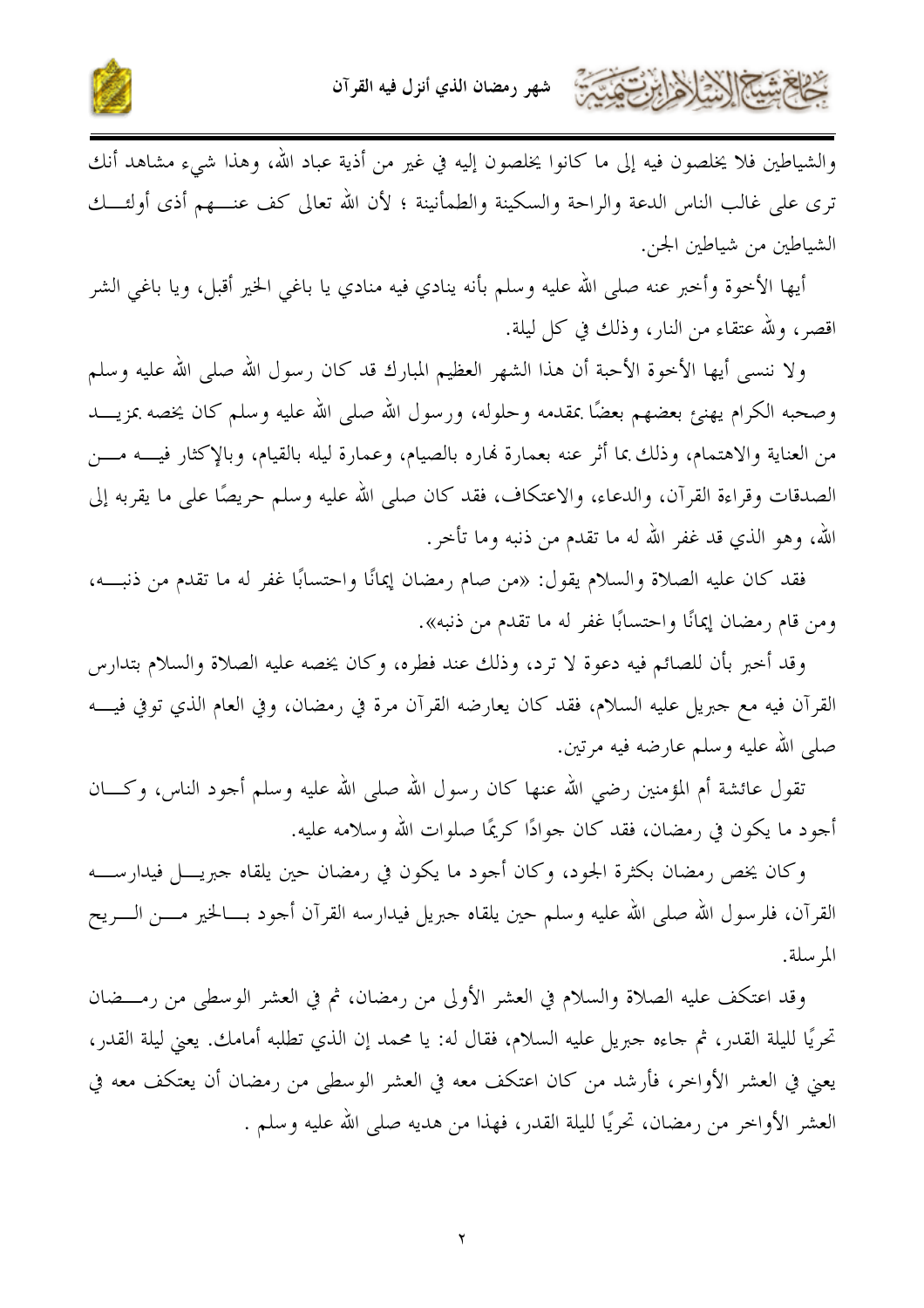والشياطين فلا يخلصون فيه إلى ما كانوا يخلصون إليه في غير من أذية عباد الله، وهذا شيء مشاهد أنك ترى على غالب الناس الدعة والراحة والسكينة والطمأنينة ؛ لأن الله تعالى كف عنهم أذى أولئك الشياطين من شياطين الجن.

أيها الأخوة وأخبر عنه صلى الله عليه وسلم بأنه ينادي فيه منادي يا باغي الخير أقبل، ويا باغي الشر اقصر، ولله عتقاء من النار، وذلك في كل ليلة.

ولا ننسى أيها الأخوة الأحبة أن هذا الشهر العظيم المبارك قد كان رسول الله صلى الله عليه وسلم وصحبه الكرام يهنئ بعضهم بعضًا بمقدمه وحلوله، ورسول الله صلى الله عليه وسلم كان يخصه بمزيد من العناية والاهتمام، وذلك بما أثر عنه بعمارة نهاره بالصيام، وعمارة ليله بالقيام، وبالإكثار فيه من الصدقات وقراءة القرآن، والدعاء، والاعتكاف، فقد كان صلى الله عليه وسلم حريصًا على ما يقربه إلى الله، وهو الذي قد غفر الله له ما تقدم من ذنبه وما تأخر.

فقد كان عليه الصلاة والسلام يقول: «من صام رمضان إيمانًا واحتسابًا غفر له ما تقدم من ذنبه، ومن قام رمضان إيمانًا واحتسابًا غفر له ما تقدم من ذنبه».

وقد أخبر بأن للصائم فيه دعوة لا ترد، وذلك عند فطره، وكان يخصه عليه الصلاة والسلام بتدارس القرآن فيه مع جبريل عليه السلام، فقد كان يعارضه القرآن مرة في رمضان، وفي العام الذي توفي فيه صلى الله عليه وسلم عارضه فيه مرتين.

تقول عائشة أم المؤمنين رضي الله عنها كان رسول الله صلى الله عليه وسلم أجود الناس، وكان أجود ما يكون في رمضان، فقد كان جوادًا كريمًا صلوات الله وسلامه عليه.

وكان يخص رمضان بكثرة الجود، وكان أجود ما يكون في رمضان حين يلقاه جبريل فيدارسه القرآن، فلرسول الله صلى الله عليه وسلم حين يلقاه جبريل فيدارسه القرآن أجود بالخير من الريح المرسلة.

وقد اعتكف عليه الصلاة والسلام في العشر الأولى من رمضان، ثم في العشر الوسطى من رمضان تحريًا لليلة القدر، ثم جاءه جبريل عليه السلام، فقال له: يا محمد إن الذي تطلبه أمامك. يعني ليلة القدر، يعني في العشر الأواخر، فأرشد من كان اعتكف معه في العشر الوسطى من رمضان أن يعتكف معه في العشر الأواخر من رمضان، تحريًا لليلة القدر، فهذا من هديه صلى الله عليه وسلم .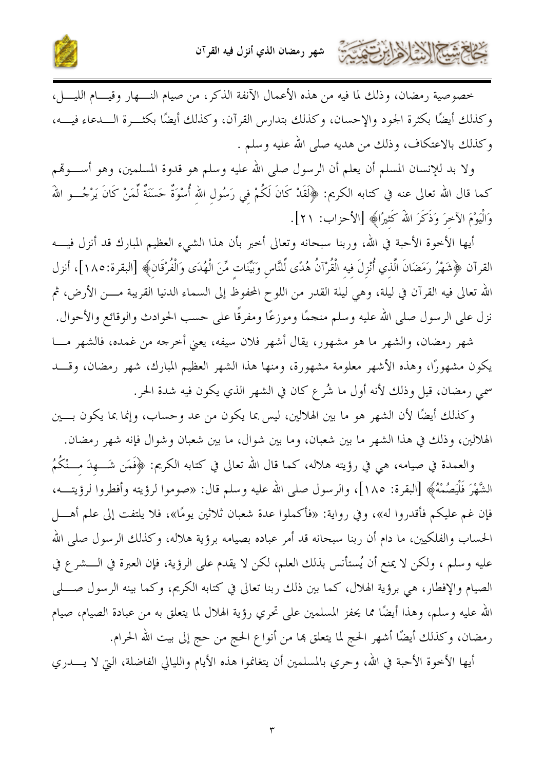خصوصية رمضان، وذلك لما فيه من هذه الأعمال الآنفة الذكر، من صيام النهار وقيام الليل، وكذلك أيضًا بكثرة الجود والإحسان، وكذلك بتدارس القرآن، وكذلك أيضًا بكثرة الدعاء فيه، وكذلك بالاعتكاف، وذلك من هديه صلى الله عليه وسلم .

ولا بد للإنسان المسلم أن يعلم أن الرسول صلى الله عليه وسلم هو قدوة المسلمين، وهو أسوتهم كما قال الله تعالى عنه في كتابه الكريم: ﴿لَقَدْ كَانَ لَكُمْ فِي رَسُولِ اللهِ أُسْوَةٌ حَسَنَةٌ لِّمَنْ كَانَ يَرْجُو اللهَ وَالْيَوْمَ الآخِرَ وَذَكَرَ اللهَ كَثِيرًا﴾ [الأحزاب: ٢١].

أيها الأخوة الأحبة في الله، وربنا سبحانه وتعالى أخبر بأن هذا الشيء العظيم المبارك قد أنزل فيه القرآن ﴿شَهْرُ رَمَضَانَ الَّذِي أُنْزِلَ فِيهِ الْقُرْآنُ هُدًى لِّلنَّاسِ وَبَيِّنَاتٍ مِّنَ الْهُدَى وَالْفُرْقَانِ﴾ [البقرة:١٨٥]، أنزل الله تعالى فيه القرآن في ليلة، وهي ليلة القدر من اللوح المحفوظ إلى السماء الدنيا القريبة من الأرض، ثم نزل على الرسول صلى الله عليه وسلم منجمًا وموزعًا ومفرقًا على حسب الحوادث والوقائع والأحوال.

شهر رمضان، والشهر ما هو مشهور، يقال أشهر فلان سيفه، يعني أخرجه من غمده، فالشهر ما يكون مشهورًا، وهذه الأشهر معلومة مشهورة، ومنها هذا الشهر العظيم المبارك، شهر رمضان، وقد سمي رمضان، قيل وذلك لأنه أول ما شُرع كان في الشهر الذي يكون فيه شدة الحر.

وكذلك أيضًا لأن الشهر هو ما بين الهلالين، ليس بما يكون من عد وحساب، وإنما بما يكون بين الهلالين، وذلك في هذا الشهر ما بين شعبان، وما بين شوال، ما بين شعبان وشوال فإنه شهر رمضان.

والعمدة في صيامه، هي في رؤيته هلاله، كما قال الله تعالى في كتابه الكريم: ﴿فَمَن شَهِدَ مِنْكُمُ الشَّهْرَ فَلْيَصُمْهُ﴾ [البقرة: ١٨٥]، والرسول صلى الله عليه وسلم قال: «صوموا لرؤيته وأفطروا لرؤيته، فإن غم عليكم فأقدروا له»، وفي رواية: «فأكملوا عدة شعبان ثلاثين يومًا»، فلا يلتفت إلى علم أهل الحساب والفلكيين، ما دام أن ربنا سبحانه قد أمر عباده بصيامه برؤية هلاله، وكذلك الرسول صلى الله عليه وسلم ، ولكن لا يمنع أن يُستأنس بذلك العلم، لكن لا يقدم على الرؤية، فإن العبرة في الشرع في الصيام والإفطار، هي برؤية الهلال، كما بين ذلك ربنا تعالى في كتابه الكريم، وكما بينه الرسول صلى الله عليه وسلم، وهذا أيضًا مما يحفز المسلمين على تحري رؤية الهلال لما يتعلق به من عبادة الصيام، صيام رمضان، وكذلك أيضًا أشهر الحج لما يتعلق بها من أنواع الحج من حج إلى بيت الله الحرام.

أيها الأخوة الأحبة في الله، وحري بالمسلمين أن يتغانموا هذه الأيام والليالي الفاضلة، التي لا يدري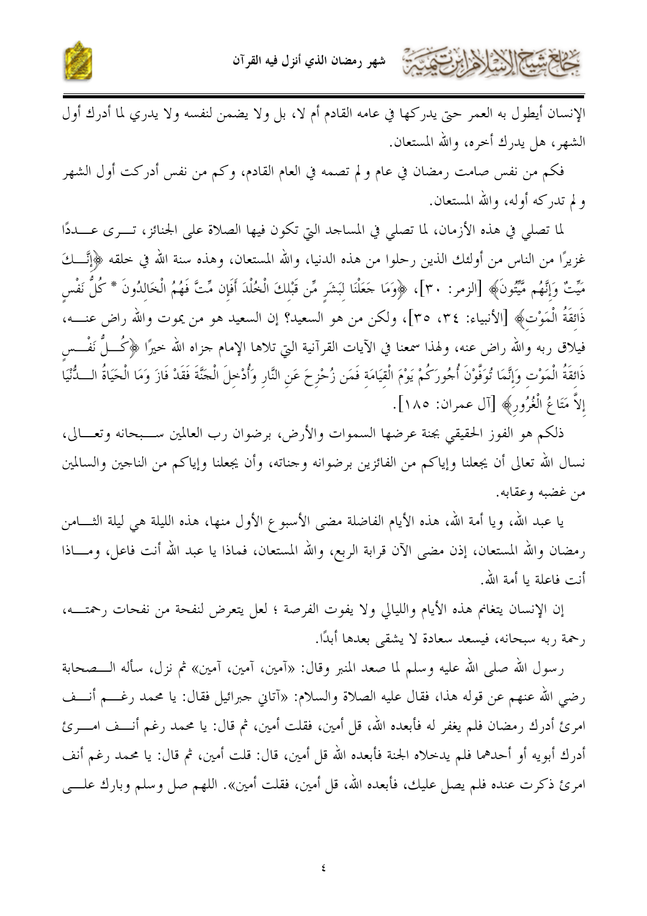الإنسان أيطول به العمر حتى يدركها في عامه القادم أم لا، بل ولا يضمن لنفسه ولا يدري لما أدرك أول الشهر، هل يدرك أخره، والله المستعان.

فكم من نفس صامت رمضان في عام و لم تصمه في العام القادم، وكم من نفس أدركت أول الشهر و لم تدركه أوله، والله المستعان.

لما تصلي في هذه الأزمان، لما تصلي في المساجد التي تكون فيها الصلاة على الجنائز، ترى عددًا غزيرًا من الناس من أولئك الذين رحلوا من هذه الدنيا، والله المستعان، وهذه سنة الله في خلقه ﴿إِنَّكَ مَيِّتٌ وَإِنَّهُم مَّيِّتُونَ﴾ [الزمر: ٣٠]، ﴿وَمَا جَعَلْنَا لِبَشَرٍ مِّن قَبْلِكَ الْخُلْدَ أَفَإِن مِّتَّ فَهُمُ الْخَالِدُونَ * كُلُّ نَفْسٍ ذَائِقَةُ الْمَوْتِ﴾ [الأنبياء: ٣٤، ٣٥]، ولكن من هو السعيد؟ إن السعيد هو من يموت والله راض عنه، فيلاق ربه والله راض عنه، ولهذا سمعنا في الآيات القرآنية التي تلاها الإمام جزاه الله خيرًا ﴿كُلُّ نَفْسٍ ذَائِقَةُ الْمَوْتِ وَإِنَّمَا تُوَفَّوْنَ أُجُورَكُمْ يَوْمَ الْقِيَامَةِ فَمَن زُحْزِحَ عَنِ النَّارِ وَأُدْخِلَ الْجَنَّةَ فَقَدْ فَازَ وَمَا الْحَيَاةُ الدُّنْيَا إِلاَّ مَتَاعُ الْغُرُورِ﴾ [آل عمران: ١٨٥].

ذلكم هو الفوز الحقيقي بجنة عرضها السموات والأرض، برضوان رب العالمين سبحانه وتعالى، نسال الله تعالى أن يجعلنا وإياكم من الفائزين برضوانه وجناته، وأن يجعلنا وإياكم من الناجين والسالمين من غضبه وعقابه.

يا عبد الله، ويا أمة الله، هذه الأيام الفاضلة مضى الأسبوع الأول منها، هذه الليلة هي ليلة الثامن رمضان والله المستعان، إذن مضى الآن قرابة الربع، والله المستعان، فماذا يا عبد الله أنت فاعل، وماذا أنت فاعلة يا أمة الله.

إن الإنسان يتغانم هذه الأيام والليالي ولا يفوت الفرصة ؛ لعل يتعرض لنفحة من نفحات رحمته، رحمة ربه سبحانه، فيسعد سعادة لا يشقى بعدها أبدًا.

رسول الله صلى الله عليه وسلم لما صعد المنبر وقال: «آمين، آمين، آمين» ثم نزل، سأله الصحابة رضي الله عنهم عن قوله هذا، فقال عليه الصلاة والسلام: «آتاني جبرائيل فقال: يا محمد رغم أنف امرئ أدرك رمضان فلم يغفر له فأبعده الله، قل أمين، فقلت أمين، ثم قال: يا محمد رغم أنف امرئ أدرك أبويه أو أحدهما فلم يدخلاه الجنة فأبعده الله قل أمين، قال: قلت أمين، ثم قال: يا محمد رغم أنف امرئ ذكرت عنده فلم يصل عليك، فأبعده الله، قل أمين، فقلت أمين». اللهم صل وسلم وبارك على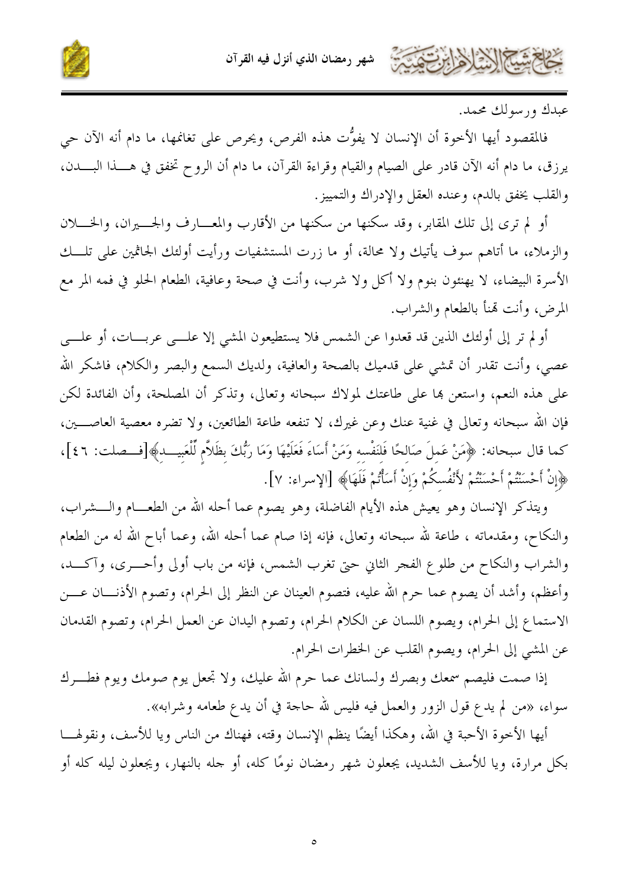عبدك ورسولك محمد.

فالمقصود أيها الأخوة أن الإنسان لا يفوُّت هذه الفرص، ويحرص على تغانمها، ما دام أنه الآن حي يرزق، ما دام أنه الآن قادر على الصيام والقيام وقراءة القرآن، ما دام أن الروح تخفق في هذا البدن، والقلب يخفق بالدم، وعنده العقل والإدراك والتمييز.

أو لم ترى إلى تلك المقابر، وقد سكنها من سكنها من الأقارب والمعارف والجيران، والخلان والزملاء، ما أتاهم سوف يأتيك ولا محالة، أو ما زرت المستشفيات ورأيت أولئك الجاثمين على تلك الأسرة البيضاء، لا يهنئون بنوم ولا أكل ولا شرب، وأنت في صحة وعافية، الطعام الحلو في فمه المر مع المرض، وأنت تهنأ بالطعام والشراب.

أو لم تر إلى أولئك الذين قد قعدوا عن الشمس فلا يستطيعون المشي إلا على عربات، أو على عصي، وأنت تقدر أن تمشي على قدميك بالصحة والعافية، ولديك السمع والبصر والكلام، فاشكر الله على هذه النعم، واستعن بها على طاعتك لمولاك سبحانه وتعالى، وتذكر أن المصلحة، وأن الفائدة لكن فإن الله سبحانه وتعالى في غنية عنك وعن غيرك، لا تنفعه طاعة الطائعين، ولا تضره معصية العاصين، كما قال سبحانه: ﴿مَنْ عَمِلَ صَالِحًا فَلِنَفْسِهِ وَمَنْ أَسَاءَ فَعَلَيْهَا وَمَا رَبُّكَ بِظَلَّامٍ لِّلْعَبِيدِ﴾[فصلت: ٤٦]، ﴿إِنْ أَحْسَنْتُمْ أَحْسَنْتُمْ لأَنْفُسِكُمْ وَإِنْ أَسَأْتُمْ فَلَهَا﴾ [الإسراء: ٧].

ويتذكر الإنسان وهو يعيش هذه الأيام الفاضلة، وهو يصوم عما أحله الله من الطعام والشراب، والنكاح، ومقدماته ، طاعة لله سبحانه وتعالى، فإنه إذا صام عما أحله الله، وعما أباح الله له من الطعام والشراب والنكاح من طلوع الفجر الثاني حتى تغرب الشمس، فإنه من باب أولى وأحرى، وآكد، وأعظم، وأشد أن يصوم عما حرم الله عليه، فتصوم العينان عن النظر إلى الحرام، وتصوم الأذنان عن الاستماع إلى الحرام، ويصوم اللسان عن الكلام الحرام، وتصوم اليدان عن العمل الحرام، وتصوم القدمان عن المشي إلى الحرام، ويصوم القلب عن الخطرات الحرام.

إذا صمت فليصم سمعك وبصرك ولسانك عما حرم الله عليك، ولا تجعل يوم صومك ويوم فطرك سواء، «من لم يدع قول الزور والعمل فيه فليس لله حاجة في أن يدع طعامه وشرابه».

أيها الأخوة الأحبة في الله، وهكذا أيضًا ينظم الإنسان وقته، فهناك من الناس ويا للأسف، ونقولها بكل مرارة، ويا للأسف الشديد، يجعلون شهر رمضان نومًا كله، أو جله بالنهار، ويجعلون ليله كله أو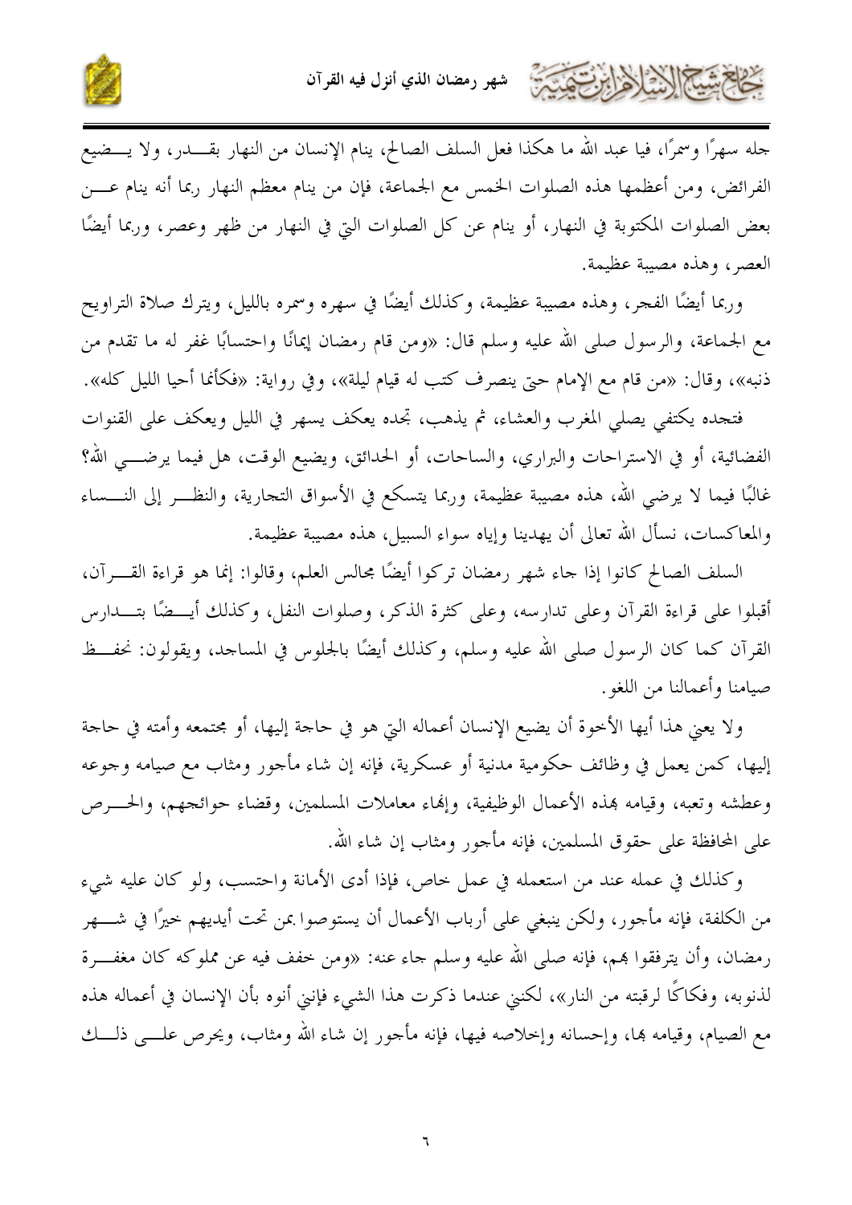جله سهرًا وسمرًا، فيا عبد الله ما هكذا فعل السلف الصالح، ينام الإنسان من النهار بقــدر، ولا يــضيع الفرائض، ومن أعظمها هذه الصلوات الخمس مع الجماعة، فإن من ينام معظم النهار ربما أنه ينام عــن بعض الصلوات المكتوبة في النهار، أو ينام عن كل الصلوات التي في النهار من ظهر وعصر، وربما أيضًا العصر، وهذه مصيبة عظيمة.

وربما أيضًا الفجر، وهذه مصيبة عظيمة، وكذلك أيضًا في سهره وسمره بالليل، ويترك صلاة التراويح مع الجماعة، والرسول صلى الله عليه وسلم قال: «ومن قام رمضان إيمانًا واحتسابًا غفر له ما تقدم من ذنبه»، وقال: «من قام مع الإمام حتى ينصرف كتب له قيام ليلة»، وفي رواية: «فكأنما أحيا الليل كله».

فتجده يكتفي يصلي المغرب والعشاء، ثم يذهب، تجده يعكف يسهر في الليل ويعكف على القنوات الفضائية، أو في الاستراحات والبراري، والساحات، أو الحدائق، ويضيع الوقت، هل فيما يرضــي الله؟ غالبًا فيما لا يرضي الله، هذه مصيبة عظيمة، وربما يتسكع في الأسواق التجارية، والنظــر إلى النــساء والمعاكسات، نسأل الله تعالى أن يهدينا وإياه سواء السبيل، هذه مصيبة عظيمة.

السلف الصالح كانوا إذا جاء شهر رمضان تركوا أيضًا مجالس العلم، وقالوا: إنما هو قراءة القــرآن، أقبلوا على قراءة القرآن وعلى تدارسه، وعلى كثرة الذكر، وصلوات النفل، وكذلك أيــضًا بتــدارس القرآن كما كان الرسول صلى الله عليه وسلم، وكذلك أيضًا بالجلوس في المساجد، ويقولون: نحفــظ صيامنا وأعمالنا من اللغو.

ولا يعني هذا أيها الأخوة أن يضيع الإنسان أعماله التي هو في حاجة إليها، أو مجتمعه وأمته في حاجة إليها، كمن يعمل في وظائف حكومية مدنية أو عسكرية، فإنه إن شاء مأجور ومثاب مع صيامه وجوعه وعطشه وتعبه، وقيامه بهذه الأعمال الوظيفية، وإنهاء معاملات المسلمين، وقضاء حوائجهم، والحــرص على المحافظة على حقوق المسلمين، فإنه مأجور ومثاب إن شاء الله.

وكذلك في عمله عند من استعمله في عمل خاص، فإذا أدى الأمانة واحتسب، ولو كان عليه شيء من الكلفة، فإنه مأجور، ولكن ينبغي على أرباب الأعمال أن يستوصوا بمن تحت أيديهم خيرًا في شــهر رمضان، وأن يترفقوا بهم، فإنه صلى الله عليه وسلم جاء عنه: «ومن خفف فيه عن مملوكه كان مغفــرة لذنوبه، وفكاكًا لرقبته من النار»، لكنني عندما ذكرت هذا الشيء فإنني أنوه بأن الإنسان في أعماله هذه مع الصيام، وقيامه بها، وإحسانه وإخلاصه فيها، فإنه مأجور إن شاء الله ومثاب، ويحرص علــى ذلــك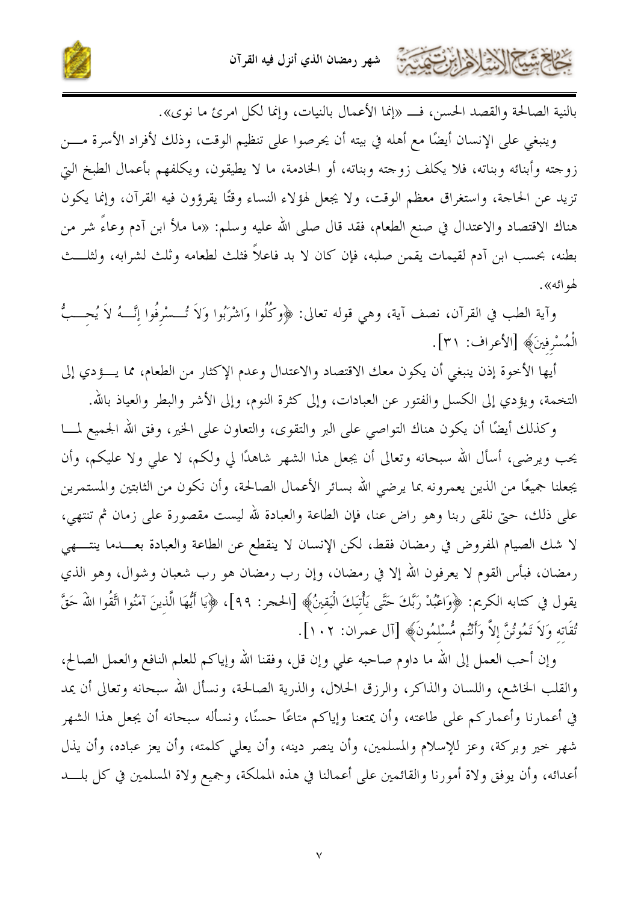بالنية الصالحة والقصد الحسن، فـ «إنما الأعمال بالنيات، وإنما لكل امرئ ما نوى».

وينبغي على الإنسان أيضًا مع أهله في بيته أن يحرصوا على تنظيم الوقت، وذلك لأفراد الأسرة من زوجته وأبنائه وبناته، فلا يكلف زوجته وبناته، أو الخادمة، ما لا يطيقون، ويكلفهم بأعمال الطبخ التي تزيد عن الحاجة، واستغراق معظم الوقت، ولا يجعل لهؤلاء النساء وقتًا يقرؤون فيه القرآن، وإنما يكون هناك الاقتصاد والاعتدال في صنع الطعام، فقد قال صلى الله عليه وسلم: «ما ملأ ابن آدم وعاءً شر من بطنه، بحسب ابن آدم لقيمات يقمن صلبه، فإن كان لا بد فاعلاً فثلث لطعامه وثلث لشرابه، ولثلث لهوائه».

وآية الطب في القرآن، نصف آية، وهي قوله تعالى: ﴿وكُلُوا وَاشْرَبُوا وَلاَ تُسْرِفُوا إِنَّهُ لاَ يُحِبُّ الْمُسْرِفِينَ﴾ [الأعراف: ٣١].

أيها الأخوة إذن ينبغي أن يكون معك الاقتصاد والاعتدال وعدم الإكثار من الطعام، مما يؤدي إلى التخمة، ويؤدي إلى الكسل والفتور عن العبادات، وإلى كثرة النوم، وإلى الأشر والبطر والعياذ بالله.

وكذلك أيضًا أن يكون هناك التواصي على البر والتقوى، والتعاون على الخير، وفق الله الجميع لما يحب ويرضى، أسأل الله سبحانه وتعالى أن يجعل هذا الشهر شاهدًا لي ولكم، لا علي ولا عليكم، وأن يجعلنا جميعًا من الذين يعمرونه بما يرضي الله بسائر الأعمال الصالحة، وأن نكون من الثابتين والمستمرين على ذلك، حتى نلقى ربنا وهو راض عنا، فإن الطاعة والعبادة لله ليست مقصورة على زمان ثم تنتهي، لا شك الصيام المفروض في رمضان فقط، لكن الإنسان لا ينقطع عن الطاعة والعبادة بعدما ينتهي رمضان، فبأس القوم لا يعرفون الله إلا في رمضان، وإن رب رمضان هو رب شعبان وشوال، وهو الذي يقول في كتابه الكريم: ﴿وَاعْبُدْ رَبَّكَ حَتَّى يَأْتِيَكَ الْيَقِينُ﴾ [الحجر: ٩٩]، ﴿يَا أَيُّهَا الَّذِينَ آمَنُوا اتَّقُوا اللهَ حَقَّ تُقَاتِهِ وَلاَ تَمُوتُنَّ إِلاَّ وَأَنْتُم مُّسْلِمُونَ﴾ [آل عمران: ١٠٢].

وإن أحب العمل إلى الله ما داوم صاحبه علي وإن قل، وفقنا الله وإياكم للعلم النافع والعمل الصالح، والقلب الخاشع، واللسان والذاكر، والرزق الحلال، والذرية الصالحة، ونسأل الله سبحانه وتعالى أن يمد في أعمارنا وأعماركم على طاعته، وأن يمتعنا وإياكم متاعًا حسنًا، ونسأله سبحانه أن يجعل هذا الشهر شهر خير وبركة، وعز للإسلام والمسلمين، وأن ينصر دينه، وأن يعلي كلمته، وأن يعز عباده، وأن يذل أعدائه، وأن يوفق ولاة أمورنا والقائمين على أعمالنا في هذه المملكة، وجميع ولاة المسلمين في كل بلد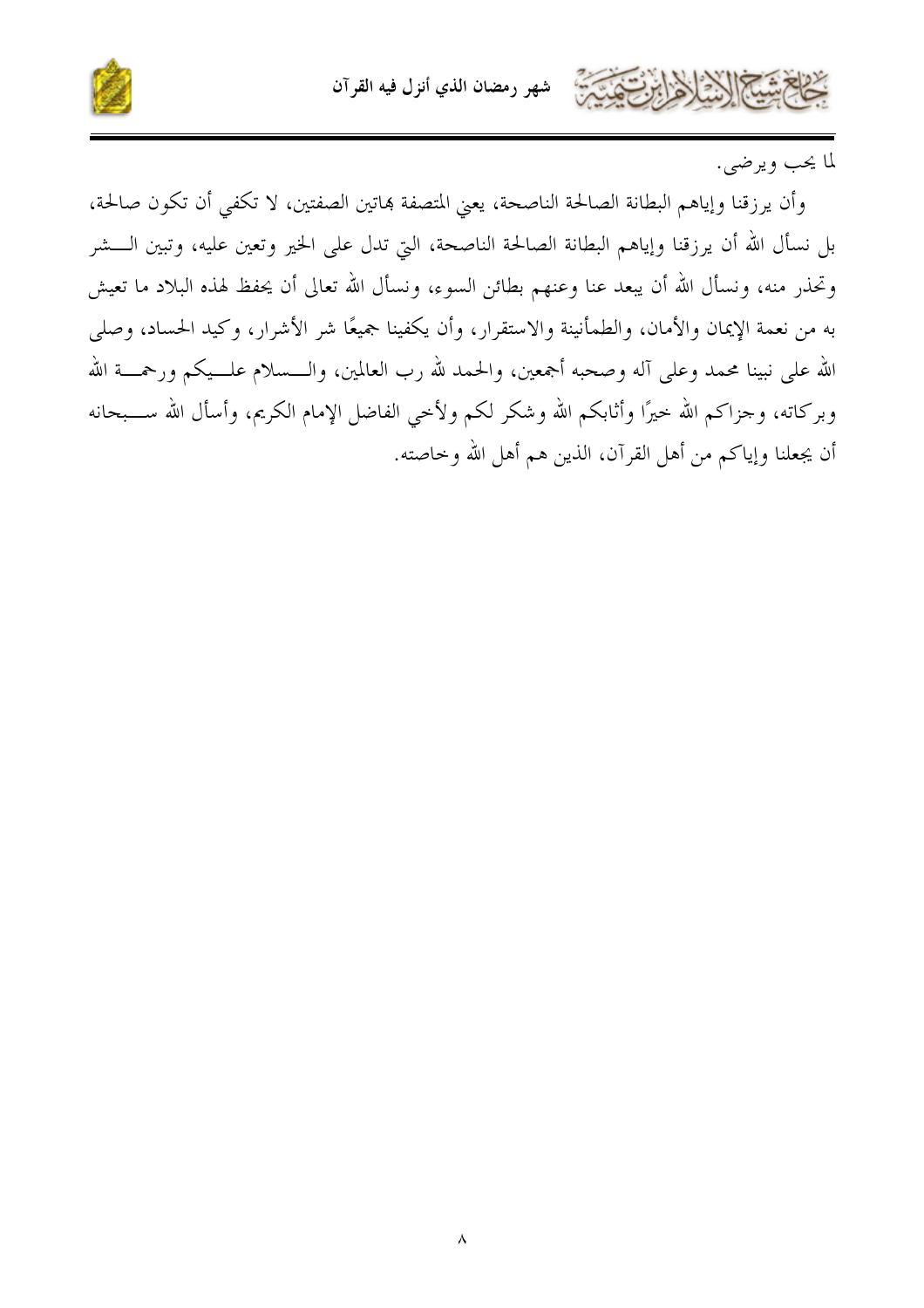لما يحب ويرضى.

وأن يرزقنا وإياهم البطانة الصالحة الناصحة، يعني المتصفة بهاتين الصفتين، لا تكفي أن تكون صالحة، بل نسأل الله أن يرزقنا وإياهم البطانة الصالحة الناصحة، التي تدل على الخير وتعين عليه، وتبين الشر وتحذر منه، ونسأل الله أن يبعد عنا وعنهم بطائن السوء، ونسأل الله تعالى أن يحفظ لهذه البلاد ما تعيش به من نعمة الإيمان والأمان، والطمأنينة والاستقرار، وأن يكفينا جميعًا شر الأشرار، وكيد الحساد، وصلى الله على نبينا محمد وعلى آله وصحبه أجمعين، والحمد لله رب العالمين، والسلام عليكم ورحمة الله وبركاته، وجزاكم الله خيرًا وأثابكم الله وشكر لكم ولأخي الفاضل الإمام الكريم، وأسأل الله سبحانه أن يجعلنا وإياكم من أهل القرآن، الذين هم أهل الله وخاصته.